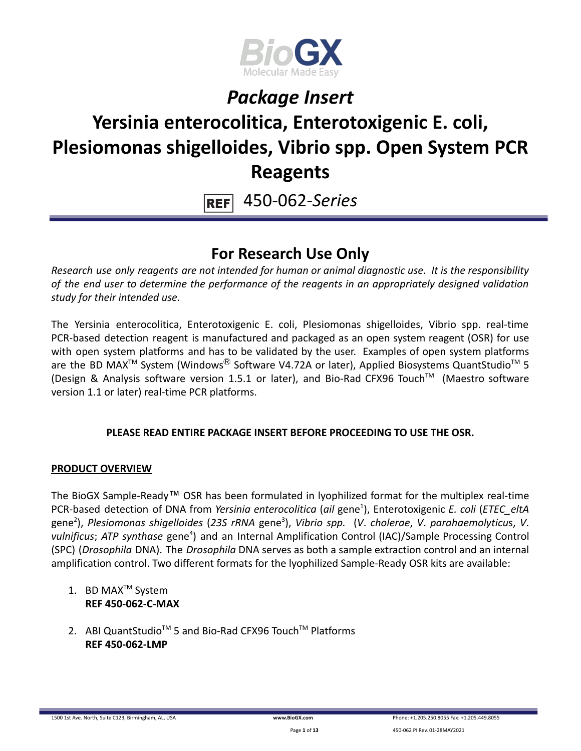# *Package Insert*

# Yersinia enterocolitica, Enterotoxigenic E. coli, Plesiomonas shigelloides, Vibrio spp. Open System PCR Reagents

REF 450-062-*Series*

## For Research Use Only

*Research use only reagents are not intended for human or animal diagnostic use. It is the responsibility of the end user to determine the performance of the reagents in an appropriately designed validation study for their intended use.*

The Yersinia enterocolitica, Enterotoxigenic E. coli, Plesiomonas shigelloides, Vibrio spp. real-time PCR-based detection reagent is manufactured and packaged as an open system reagent (OSR) for use with open system platforms and has to be validated by the user. Examples of open system platforms are the BD MAX™ System (Windows® Software V4.72A or later), Applied Biosystems QuantStudio™ 5 (Design & Analysis software version 1.5.1 or later), and Bio-Rad CFX96 Touch™ (Maestro software version 1.1 or later) real-time PCR platforms.

**PLEASE READ ENTIRE PACKAGE INSERT BEFORE PROCEEDING TO USE THE OSR.**

**PRODUCT OVERVIEW**

The BioGX Sample-Ready™ OSR has been formulated in lyophilized format for the multiplex real-time PCR-based detection of DNA from *Yersinia enterocolitica* (*ail* gene[1]), Enterotoxigenic *E. coli* (*ETEC_eltA* gene[2]), *Plesiomonas shigelloides* (*23S rRNA* gene[3]), *Vibrio spp.* (*V*. *cholerae*, *V*. *parahaemolyticus*, *V*. *vulnificus*; *ATP synthase* gene[4]) and an Internal Amplification Control (IAC)/Sample Processing Control (SPC) (*Drosophila* DNA). The *Drosophila* DNA serves as both a sample extraction control and an internal amplification control. Two different formats for the lyophilized Sample-Ready OSR kits are available:

1. BD MAX™ System
   **REF 450-062-C-MAX**

2. ABI QuantStudio™ 5 and Bio-Rad CFX96 Touch™ Platforms
   **REF 450-062-LMP**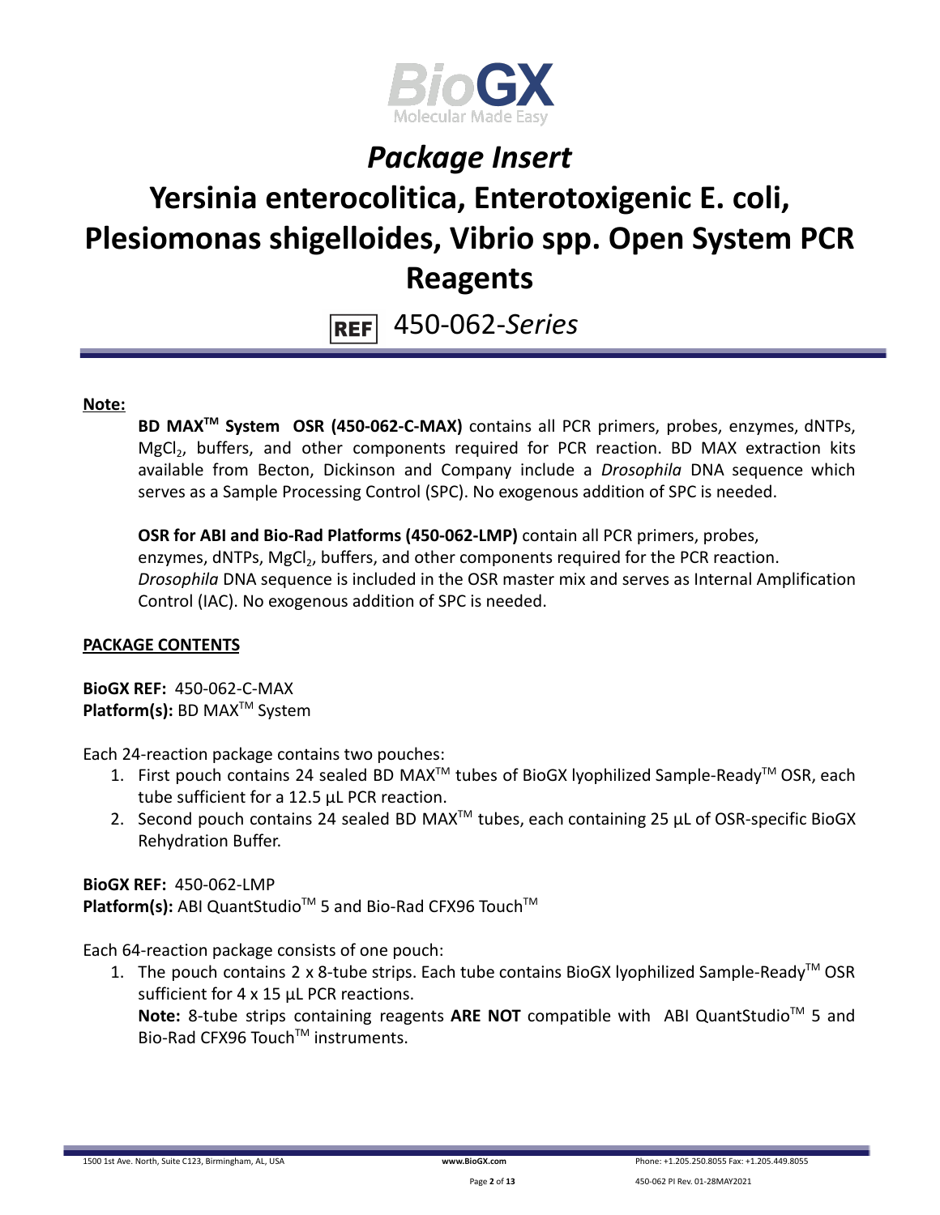# *Package Insert*

# Yersinia enterocolitica, Enterotoxigenic E. coli, Plesiomonas shigelloides, Vibrio spp. Open System PCR Reagents

REF 450-062-*Series*

**Note:**

**BD MAX™ System OSR (450-062-C-MAX)** contains all PCR primers, probes, enzymes, dNTPs, $MgCl_2$, buffers, and other components required for PCR reaction. BD MAX extraction kits available from Becton, Dickinson and Company include a *Drosophila* DNA sequence which serves as a Sample Processing Control (SPC). No exogenous addition of SPC is needed.

**OSR for ABI and Bio-Rad Platforms (450-062-LMP)** contain all PCR primers, probes, enzymes, dNTPs, $MgCl_2$, buffers, and other components required for the PCR reaction. *Drosophila* DNA sequence is included in the OSR master mix and serves as Internal Amplification Control (IAC). No exogenous addition of SPC is needed.

**PACKAGE CONTENTS**

**BioGX REF:** 450-062-C-MAX
**Platform(s):** BD MAX™ System

Each 24-reaction package contains two pouches:

1. First pouch contains 24 sealed BD MAX™ tubes of BioGX lyophilized Sample-Ready™ OSR, each tube sufficient for a 12.5 µL PCR reaction.
2. Second pouch contains 24 sealed BD MAX™ tubes, each containing 25 µL of OSR-specific BioGX Rehydration Buffer.

**BioGX REF:** 450-062-LMP
**Platform(s):** ABI QuantStudio™ 5 and Bio-Rad CFX96 Touch™

Each 64-reaction package consists of one pouch:

1. The pouch contains 2 x 8-tube strips. Each tube contains BioGX lyophilized Sample-Ready™ OSR sufficient for 4 x 15 µL PCR reactions.
   **Note:** 8-tube strips containing reagents **ARE NOT** compatible with ABI QuantStudio™ 5 and Bio-Rad CFX96 Touch™ instruments.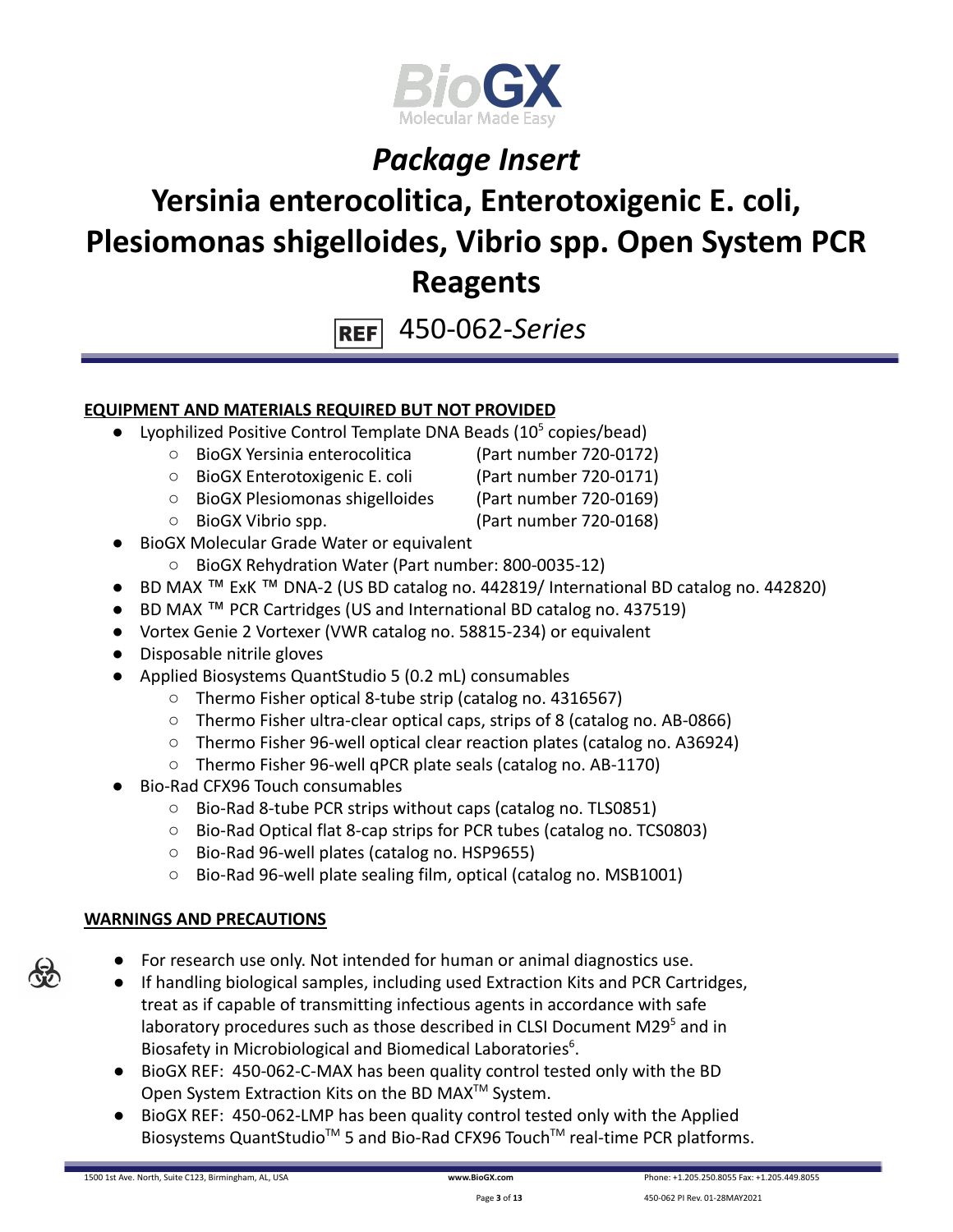# Package Insert

# Yersinia enterocolitica, Enterotoxigenic E. coli, Plesiomonas shigelloides, Vibrio spp. Open System PCR Reagents

REF 450-062-*Series*

## EQUIPMENT AND MATERIALS REQUIRED BUT NOT PROVIDED

- Lyophilized Positive Control Template DNA Beads ($10^5$ copies/bead)
    - BioGX Yersinia enterocolitica (Part number 720-0172)
    - BioGX Enterotoxigenic E. coli (Part number 720-0171)
    - BioGX Plesiomonas shigelloides (Part number 720-0169)
    - BioGX Vibrio spp. (Part number 720-0168)
- BioGX Molecular Grade Water or equivalent
    - BioGX Rehydration Water (Part number: 800-0035-12)
- BD MAX ™ ExK ™ DNA-2 (US BD catalog no. 442819/ International BD catalog no. 442820)
- BD MAX ™ PCR Cartridges (US and International BD catalog no. 437519)
- Vortex Genie 2 Vortexer (VWR catalog no. 58815-234) or equivalent
- Disposable nitrile gloves
- Applied Biosystems QuantStudio 5 (0.2 mL) consumables
    - Thermo Fisher optical 8-tube strip (catalog no. 4316567)
    - Thermo Fisher ultra-clear optical caps, strips of 8 (catalog no. AB-0866)
    - Thermo Fisher 96-well optical clear reaction plates (catalog no. A36924)
    - Thermo Fisher 96-well qPCR plate seals (catalog no. AB-1170)
- Bio-Rad CFX96 Touch consumables
    - Bio-Rad 8-tube PCR strips without caps (catalog no. TLS0851)
    - Bio-Rad Optical flat 8-cap strips for PCR tubes (catalog no. TCS0803)
    - Bio-Rad 96-well plates (catalog no. HSP9655)
    - Bio-Rad 96-well plate sealing film, optical (catalog no. MSB1001)

## WARNINGS AND PRECAUTIONS

- For research use only. Not intended for human or animal diagnostics use.
- If handling biological samples, including used Extraction Kits and PCR Cartridges, treat as if capable of transmitting infectious agents in accordance with safe laboratory procedures such as those described in CLSI Document M29[5] and in Biosafety in Microbiological and Biomedical Laboratories[6].
- BioGX REF: 450-062-C-MAX has been quality control tested only with the BD Open System Extraction Kits on the BD MAX™ System.
- BioGX REF: 450-062-LMP has been quality control tested only with the Applied Biosystems QuantStudio™ 5 and Bio-Rad CFX96 Touch™ real-time PCR platforms.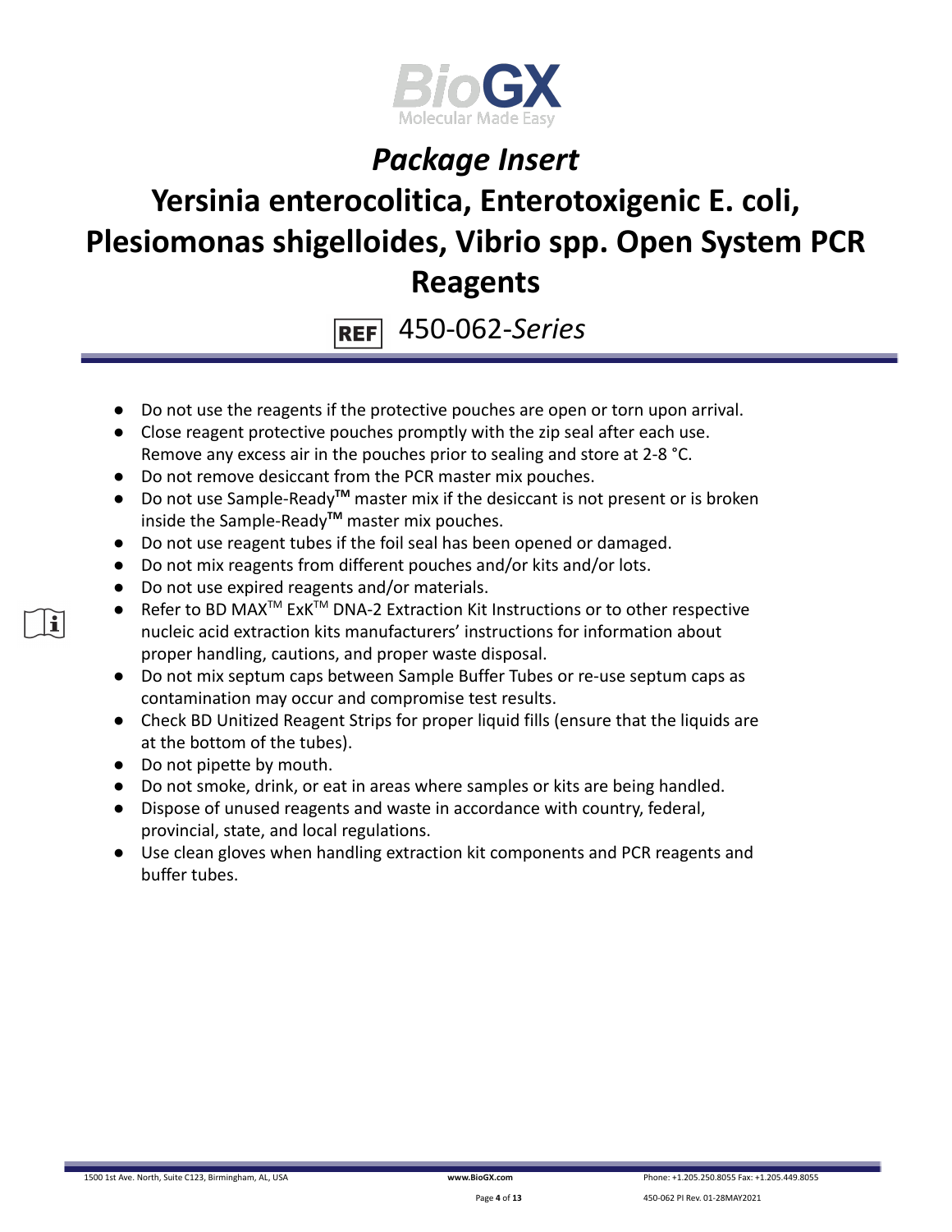- Do not use the reagents if the protective pouches are open or torn upon arrival.
- Close reagent protective pouches promptly with the zip seal after each use. Remove any excess air in the pouches prior to sealing and store at 2-8 °C.
- Do not remove desiccant from the PCR master mix pouches.
- Do not use Sample-Ready™ master mix if the desiccant is not present or is broken inside the Sample-Ready™ master mix pouches.
- Do not use reagent tubes if the foil seal has been opened or damaged.
- Do not mix reagents from different pouches and/or kits and/or lots.
- Do not use expired reagents and/or materials.
- Refer to BD MAX™ ExK™ DNA-2 Extraction Kit Instructions or to other respective nucleic acid extraction kits manufacturers' instructions for information about proper handling, cautions, and proper waste disposal.
- Do not mix septum caps between Sample Buffer Tubes or re-use septum caps as contamination may occur and compromise test results.
- Check BD Unitized Reagent Strips for proper liquid fills (ensure that the liquids are at the bottom of the tubes).
- Do not pipette by mouth.
- Do not smoke, drink, or eat in areas where samples or kits are being handled.
- Dispose of unused reagents and waste in accordance with country, federal, provincial, state, and local regulations.
- Use clean gloves when handling extraction kit components and PCR reagents and buffer tubes.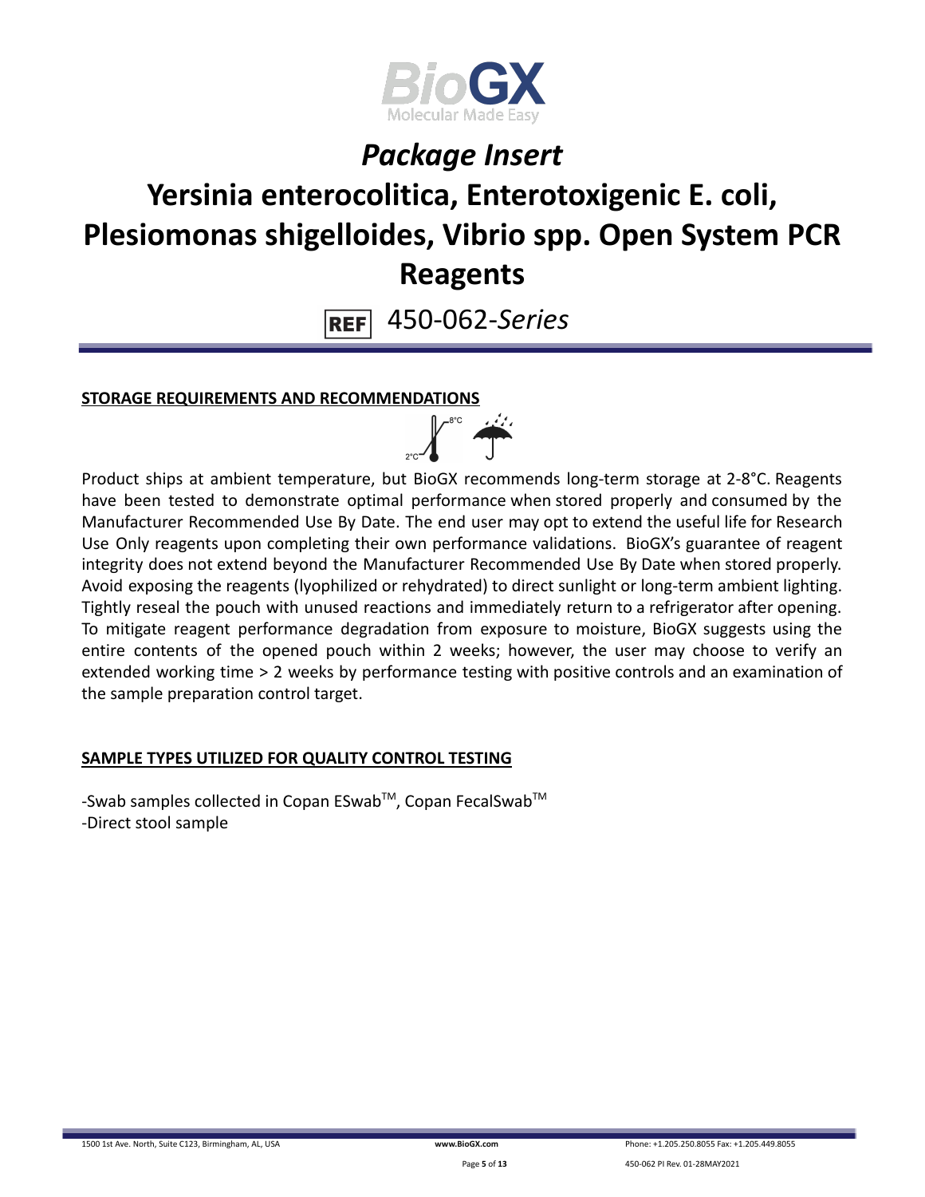# Package Insert

# Yersinia enterocolitica, Enterotoxigenic E. coli, Plesiomonas shigelloides, Vibrio spp. Open System PCR Reagents

REF 450-062-*Series*

## STORAGE REQUIREMENTS AND RECOMMENDATIONS

Product ships at ambient temperature, but BioGX recommends long-term storage at 2-8°C. Reagents have been tested to demonstrate optimal performance when stored properly and consumed by the Manufacturer Recommended Use By Date. The end user may opt to extend the useful life for Research Use Only reagents upon completing their own performance validations. BioGX's guarantee of reagent integrity does not extend beyond the Manufacturer Recommended Use By Date when stored properly. Avoid exposing the reagents (lyophilized or rehydrated) to direct sunlight or long-term ambient lighting. Tightly reseal the pouch with unused reactions and immediately return to a refrigerator after opening. To mitigate reagent performance degradation from exposure to moisture, BioGX suggests using the entire contents of the opened pouch within 2 weeks; however, the user may choose to verify an extended working time > 2 weeks by performance testing with positive controls and an examination of the sample preparation control target.

## SAMPLE TYPES UTILIZED FOR QUALITY CONTROL TESTING

-Swab samples collected in Copan ESwab™, Copan FecalSwab™
-Direct stool sample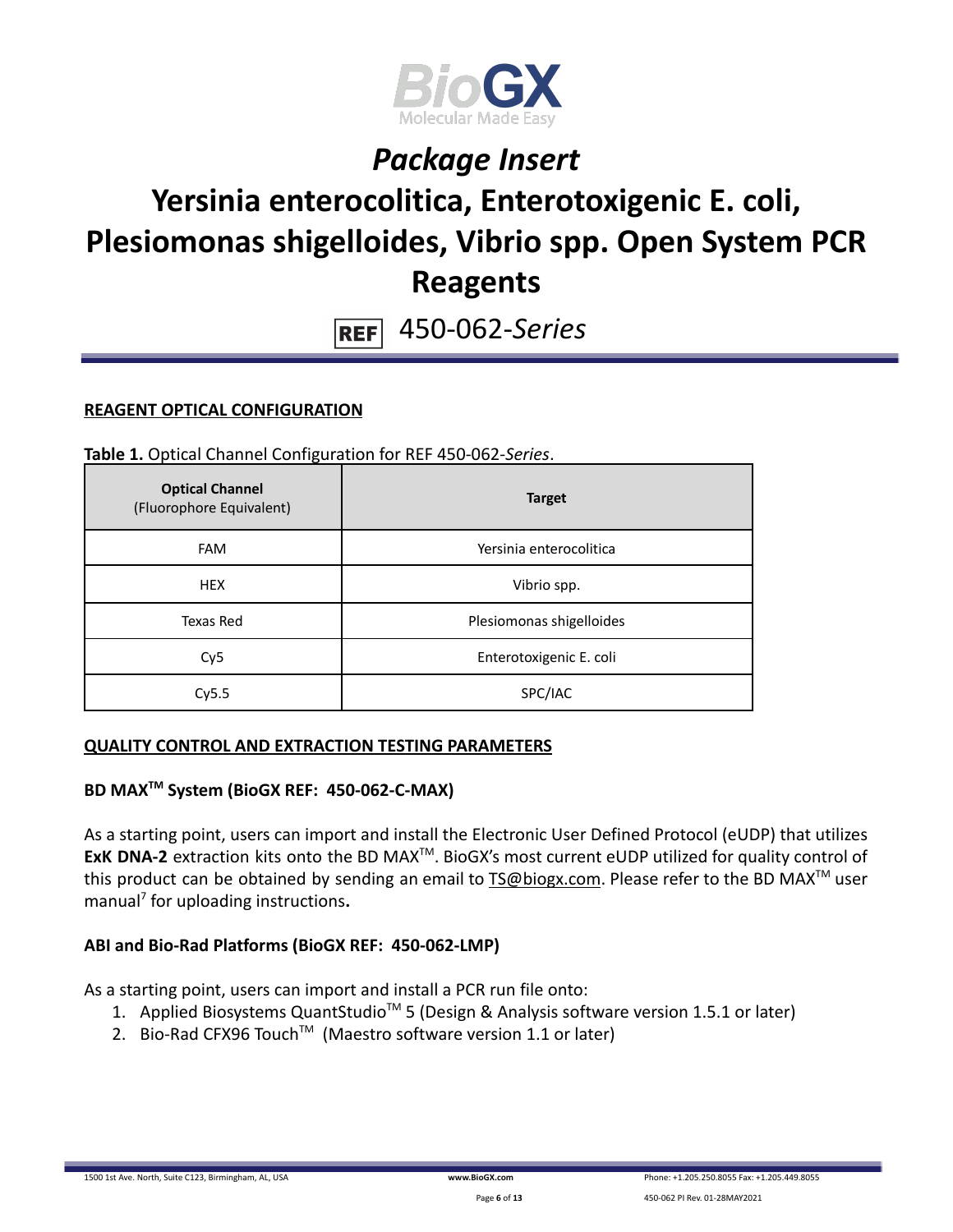# *Package Insert*

# Yersinia enterocolitica, Enterotoxigenic E. coli, Plesiomonas shigelloides, Vibrio spp. Open System PCR Reagents

REF 450-062-*Series*

## REAGENT OPTICAL CONFIGURATION

**Table 1.** Optical Channel Configuration for REF 450-062-*Series*.

| **Optical Channel** (Fluorophore Equivalent) | **Target** |
|---|---|
| FAM | Yersinia enterocolitica |
| HEX | Vibrio spp. |
| Texas Red | Plesiomonas shigelloides |
| Cy5 | Enterotoxigenic E. coli |
| Cy5.5 | SPC/IAC |

## QUALITY CONTROL AND EXTRACTION TESTING PARAMETERS

### BD MAX™ System (BioGX REF: 450-062-C-MAX)

As a starting point, users can import and install the Electronic User Defined Protocol (eUDP) that utilizes **ExK DNA-2** extraction kits onto the BD MAX™. BioGX's most current eUDP utilized for quality control of this product can be obtained by sending an email to TS@biogx.com. Please refer to the BD MAX™ user manual[7] for uploading instructions**.**

### ABI and Bio-Rad Platforms (BioGX REF: 450-062-LMP)

As a starting point, users can import and install a PCR run file onto:

1. Applied Biosystems QuantStudio™ 5 (Design & Analysis software version 1.5.1 or later)
2. Bio-Rad CFX96 Touch™ (Maestro software version 1.1 or later)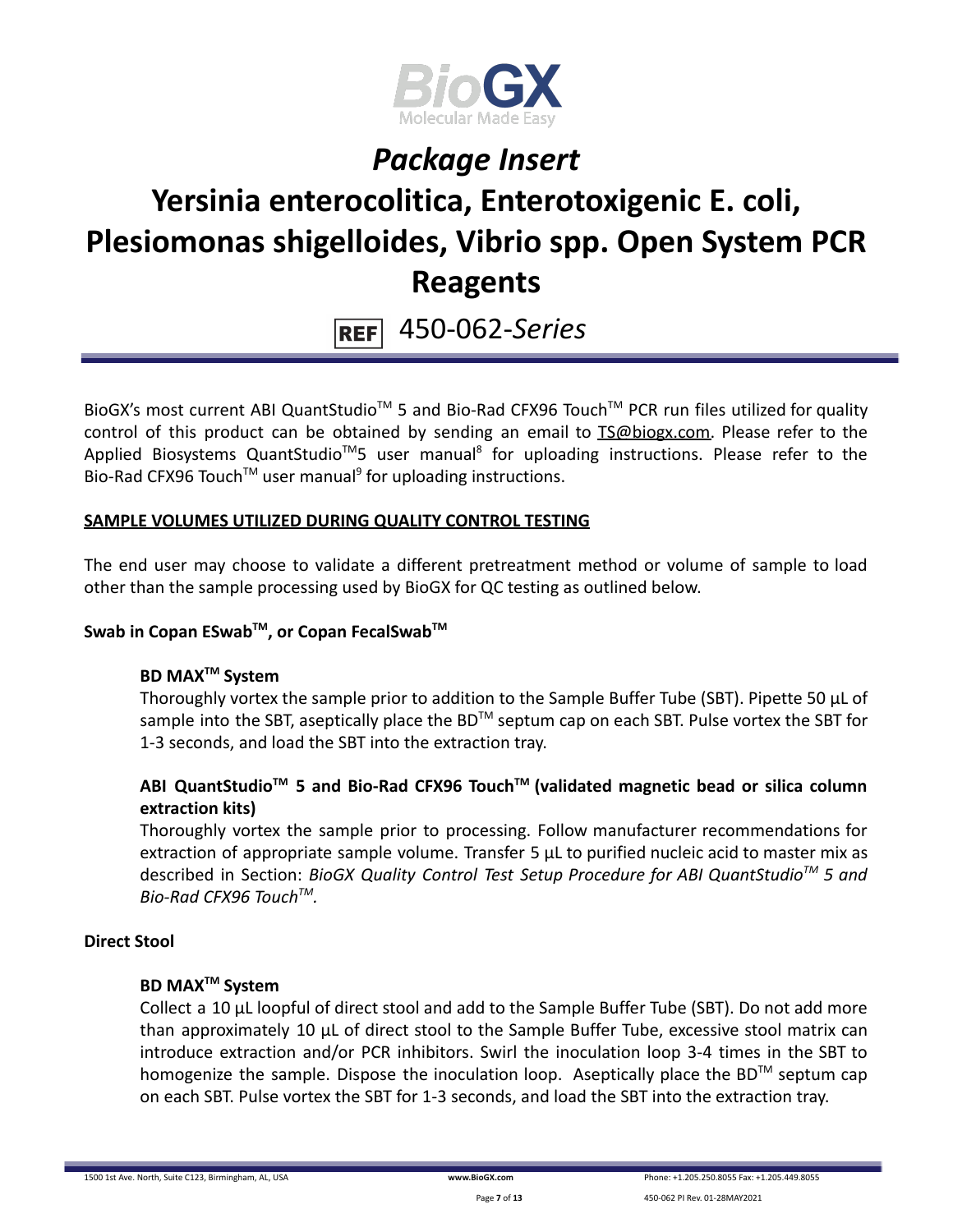BioGX's most current ABI QuantStudio™ 5 and Bio-Rad CFX96 Touch™ PCR run files utilized for quality control of this product can be obtained by sending an email to TS@biogx.com. Please refer to the Applied Biosystems QuantStudio™5 user manual[8] for uploading instructions. Please refer to the Bio-Rad CFX96 Touch™ user manual[9] for uploading instructions.

## SAMPLE VOLUMES UTILIZED DURING QUALITY CONTROL TESTING

The end user may choose to validate a different pretreatment method or volume of sample to load other than the sample processing used by BioGX for QC testing as outlined below.

### Swab in Copan ESwab™, or Copan FecalSwab™

#### BD MAX™ System

Thoroughly vortex the sample prior to addition to the Sample Buffer Tube (SBT). Pipette 50 µL of sample into the SBT, aseptically place the BD™ septum cap on each SBT. Pulse vortex the SBT for 1-3 seconds, and load the SBT into the extraction tray.

#### ABI QuantStudio™ 5 and Bio-Rad CFX96 Touch™ (validated magnetic bead or silica column extraction kits)

Thoroughly vortex the sample prior to processing. Follow manufacturer recommendations for extraction of appropriate sample volume. Transfer 5 µL to purified nucleic acid to master mix as described in Section: *BioGX Quality Control Test Setup Procedure for ABI QuantStudio™ 5 and Bio-Rad CFX96 Touch™.*

### Direct Stool

#### BD MAX™ System

Collect a 10 µL loopful of direct stool and add to the Sample Buffer Tube (SBT). Do not add more than approximately 10 µL of direct stool to the Sample Buffer Tube, excessive stool matrix can introduce extraction and/or PCR inhibitors. Swirl the inoculation loop 3-4 times in the SBT to homogenize the sample. Dispose the inoculation loop. Aseptically place the BD™ septum cap on each SBT. Pulse vortex the SBT for 1-3 seconds, and load the SBT into the extraction tray.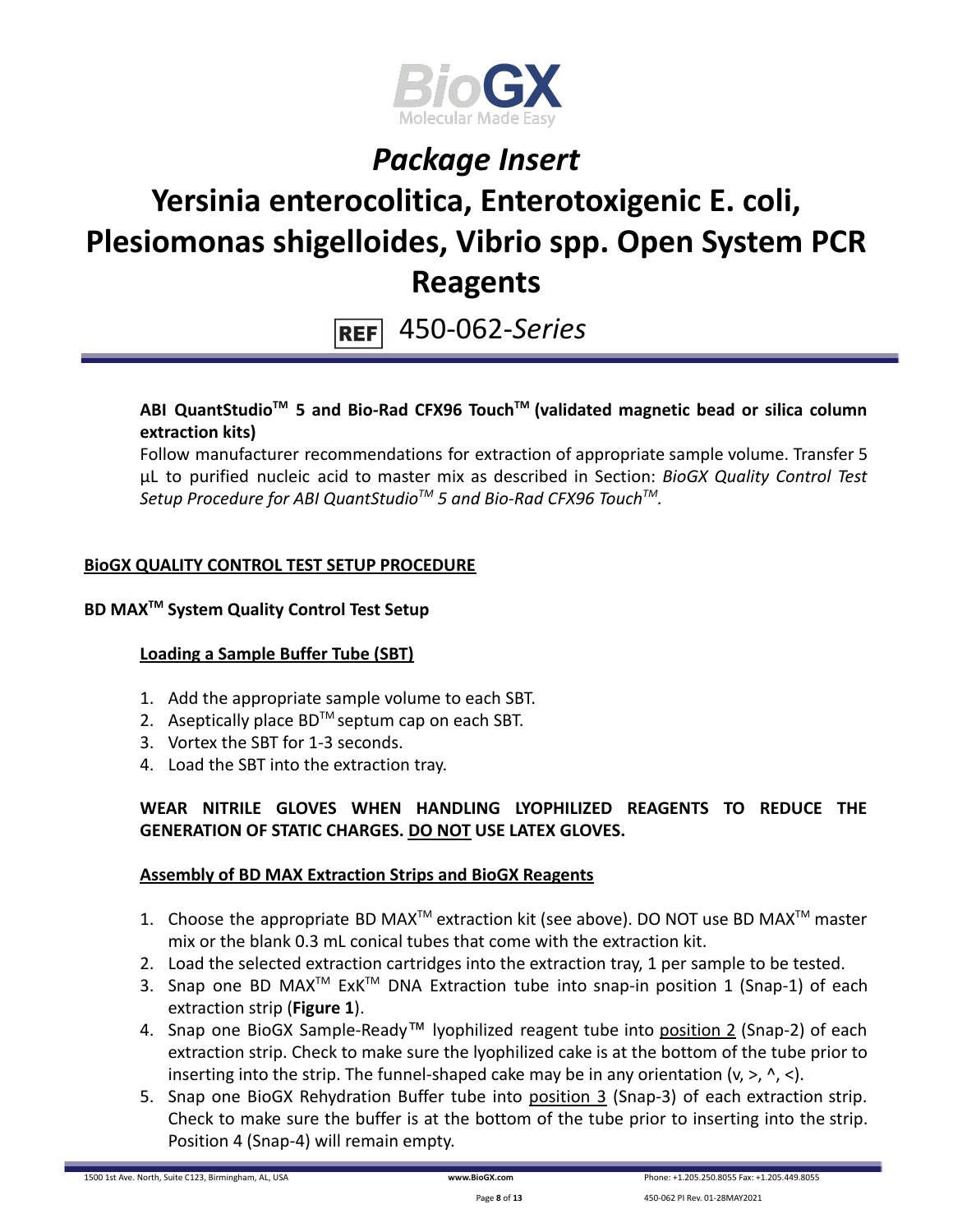# Package Insert

# Yersinia enterocolitica, Enterotoxigenic E. coli, Plesiomonas shigelloides, Vibrio spp. Open System PCR Reagents

REF 450-062-*Series*

**ABI QuantStudio™ 5 and Bio-Rad CFX96 Touch™ (validated magnetic bead or silica column extraction kits)**

Follow manufacturer recommendations for extraction of appropriate sample volume. Transfer 5 µL to purified nucleic acid to master mix as described in Section: *BioGX Quality Control Test Setup Procedure for ABI QuantStudio™ 5 and Bio-Rad CFX96 Touch™.*

## BioGX QUALITY CONTROL TEST SETUP PROCEDURE

### BD MAX™ System Quality Control Test Setup

#### Loading a Sample Buffer Tube (SBT)

1. Add the appropriate sample volume to each SBT.
2. Aseptically place BD™ septum cap on each SBT.
3. Vortex the SBT for 1-3 seconds.
4. Load the SBT into the extraction tray.

**WEAR NITRILE GLOVES WHEN HANDLING LYOPHILIZED REAGENTS TO REDUCE THE GENERATION OF STATIC CHARGES. DO NOT USE LATEX GLOVES.**

#### Assembly of BD MAX Extraction Strips and BioGX Reagents

1. Choose the appropriate BD MAX™ extraction kit (see above). DO NOT use BD MAX™ master mix or the blank 0.3 mL conical tubes that come with the extraction kit.
2. Load the selected extraction cartridges into the extraction tray, 1 per sample to be tested.
3. Snap one BD MAX™ ExK™ DNA Extraction tube into snap-in position 1 (Snap-1) of each extraction strip (**Figure 1**).
4. Snap one BioGX Sample-Ready™ lyophilized reagent tube into position 2 (Snap-2) of each extraction strip. Check to make sure the lyophilized cake is at the bottom of the tube prior to inserting into the strip. The funnel-shaped cake may be in any orientation (v, >, ^, <).
5. Snap one BioGX Rehydration Buffer tube into position 3 (Snap-3) of each extraction strip. Check to make sure the buffer is at the bottom of the tube prior to inserting into the strip. Position 4 (Snap-4) will remain empty.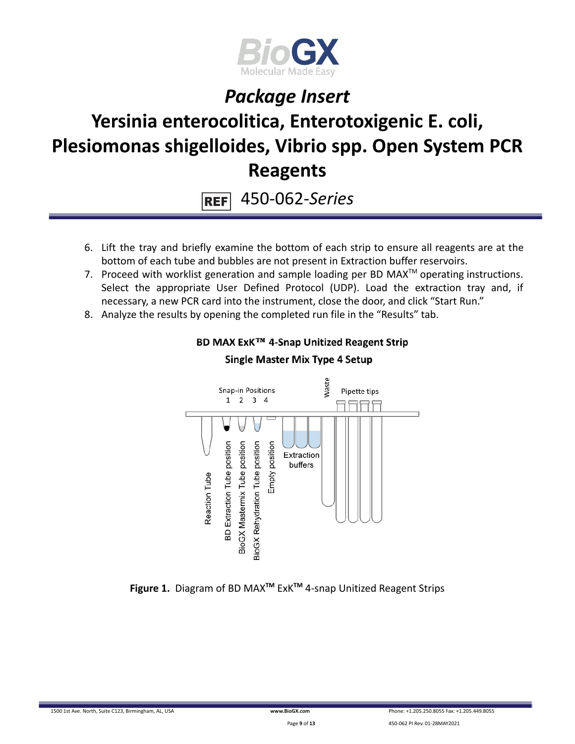6. Lift the tray and briefly examine the bottom of each strip to ensure all reagents are at the bottom of each tube and bubbles are not present in Extraction buffer reservoirs.
7. Proceed with worklist generation and sample loading per BD MAX™ operating instructions. Select the appropriate User Defined Protocol (UDP). Load the extraction tray and, if necessary, a new PCR card into the instrument, close the door, and click "Start Run."
8. Analyze the results by opening the completed run file in the "Results" tab.

**BD MAX ExK™ 4-Snap Unitized Reagent Strip**

**Single Master Mix Type 4 Setup**

Snap-in Positions 1 2 3 4

Waste

Pipette tips

Reaction Tube

BD Extraction Tube position

BioGX Mastermix Tube position

BioGX Rehydration Tube position

Empty position

Extraction buffers

**Figure 1.** Diagram of BD MAX™ ExK™ 4-snap Unitized Reagent Strips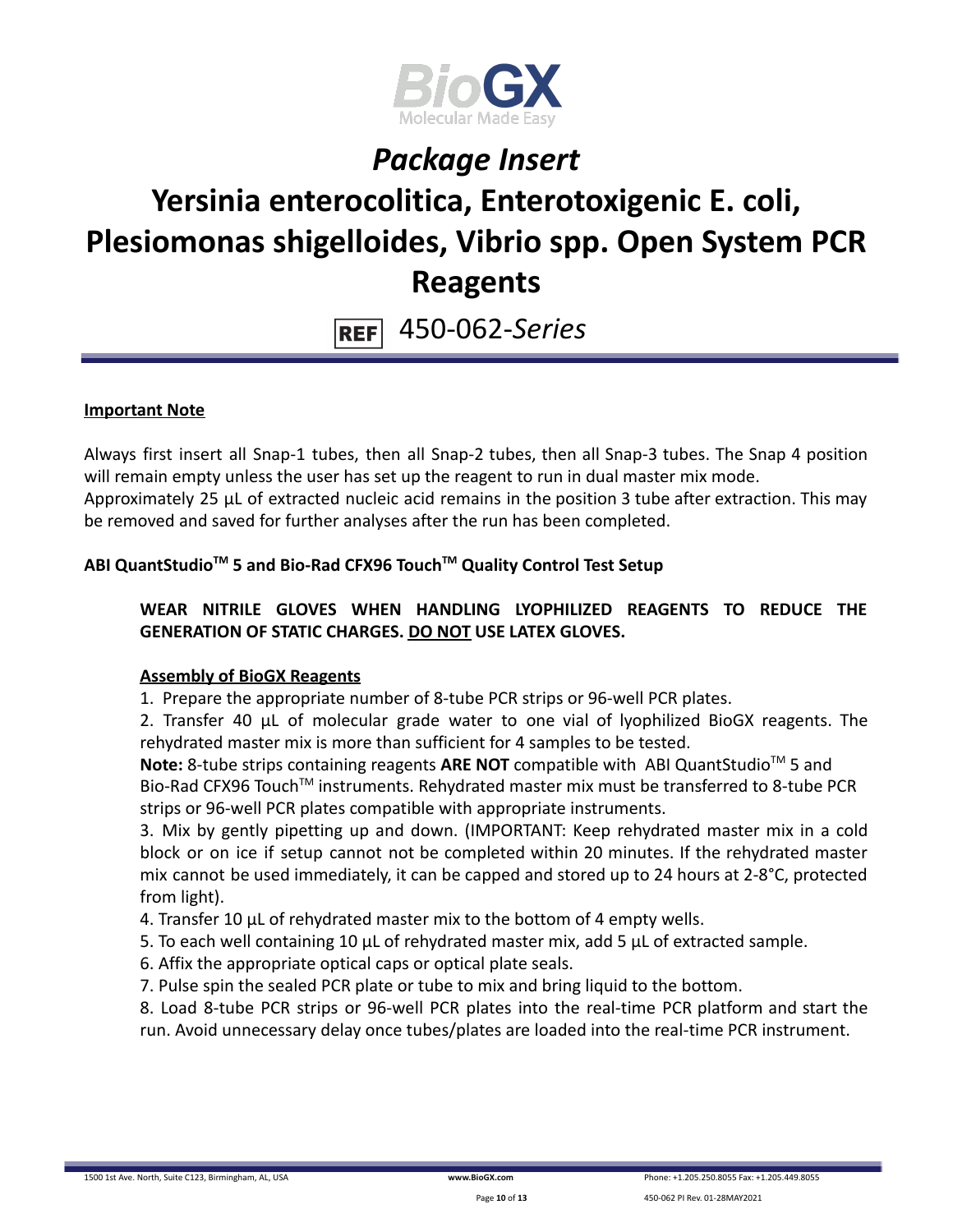# *Package Insert*

# Yersinia enterocolitica, Enterotoxigenic E. coli, Plesiomonas shigelloides, Vibrio spp. Open System PCR Reagents

REF 450-062-*Series*

**Important Note**

Always first insert all Snap-1 tubes, then all Snap-2 tubes, then all Snap-3 tubes. The Snap 4 position will remain empty unless the user has set up the reagent to run in dual master mix mode.
Approximately 25 µL of extracted nucleic acid remains in the position 3 tube after extraction. This may be removed and saved for further analyses after the run has been completed.

## ABI QuantStudio™ 5 and Bio-Rad CFX96 Touch™ Quality Control Test Setup

**WEAR NITRILE GLOVES WHEN HANDLING LYOPHILIZED REAGENTS TO REDUCE THE GENERATION OF STATIC CHARGES. DO NOT USE LATEX GLOVES.**

**Assembly of BioGX Reagents**

1. Prepare the appropriate number of 8-tube PCR strips or 96-well PCR plates.
2. Transfer 40 µL of molecular grade water to one vial of lyophilized BioGX reagents. The rehydrated master mix is more than sufficient for 4 samples to be tested.
**Note:** 8-tube strips containing reagents **ARE NOT** compatible with ABI QuantStudio™ 5 and Bio-Rad CFX96 Touch™ instruments. Rehydrated master mix must be transferred to 8-tube PCR strips or 96-well PCR plates compatible with appropriate instruments.
3. Mix by gently pipetting up and down. (IMPORTANT: Keep rehydrated master mix in a cold block or on ice if setup cannot not be completed within 20 minutes. If the rehydrated master mix cannot be used immediately, it can be capped and stored up to 24 hours at 2-8°C, protected from light).
4. Transfer 10 µL of rehydrated master mix to the bottom of 4 empty wells.
5. To each well containing 10 µL of rehydrated master mix, add 5 µL of extracted sample.
6. Affix the appropriate optical caps or optical plate seals.
7. Pulse spin the sealed PCR plate or tube to mix and bring liquid to the bottom.
8. Load 8-tube PCR strips or 96-well PCR plates into the real-time PCR platform and start the run. Avoid unnecessary delay once tubes/plates are loaded into the real-time PCR instrument.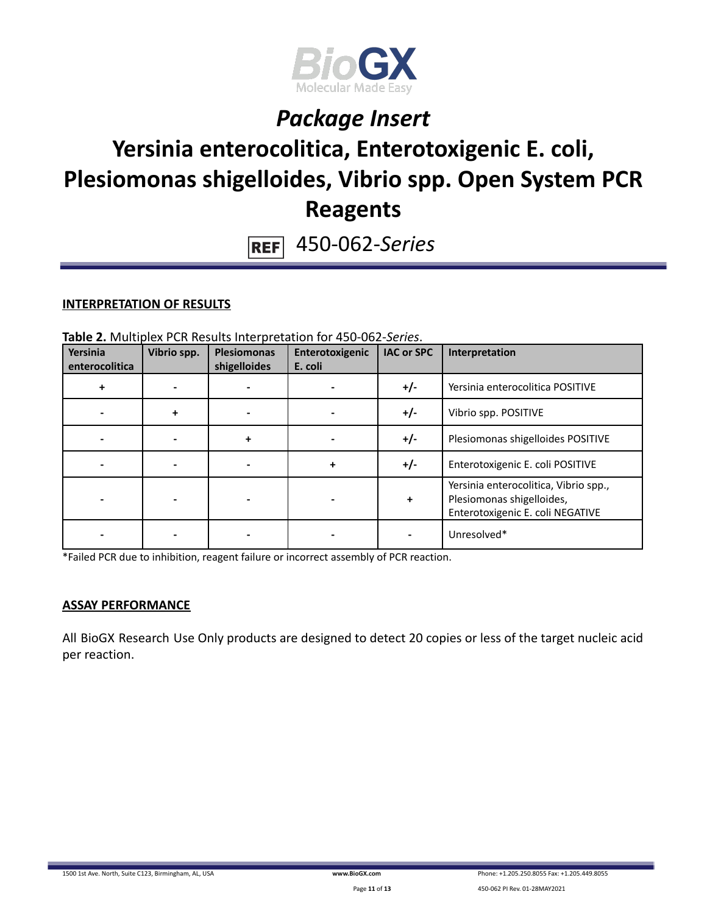## INTERPRETATION OF RESULTS

**Table 2.** Multiplex PCR Results Interpretation for 450-062-*Series*.

| Yersinia enterocolitica | Vibrio spp. | Plesiomonas shigelloides | Enterotoxigenic E. coli | IAC or SPC | Interpretation |
|---|---|---|---|---|---|
| + | - | - | - | +/- | Yersinia enterocolitica POSITIVE |
| - | + | - | - | +/- | Vibrio spp. POSITIVE |
| - | - | + | - | +/- | Plesiomonas shigelloides POSITIVE |
| - | - | - | + | +/- | Enterotoxigenic E. coli POSITIVE |
| - | - | - | - | + | Yersinia enterocolitica, Vibrio spp., Plesiomonas shigelloides, Enterotoxigenic E. coli NEGATIVE |
| - | - | - | - | - | Unresolved* |

*Failed PCR due to inhibition, reagent failure or incorrect assembly of PCR reaction.

## ASSAY PERFORMANCE

All BioGX Research Use Only products are designed to detect 20 copies or less of the target nucleic acid per reaction.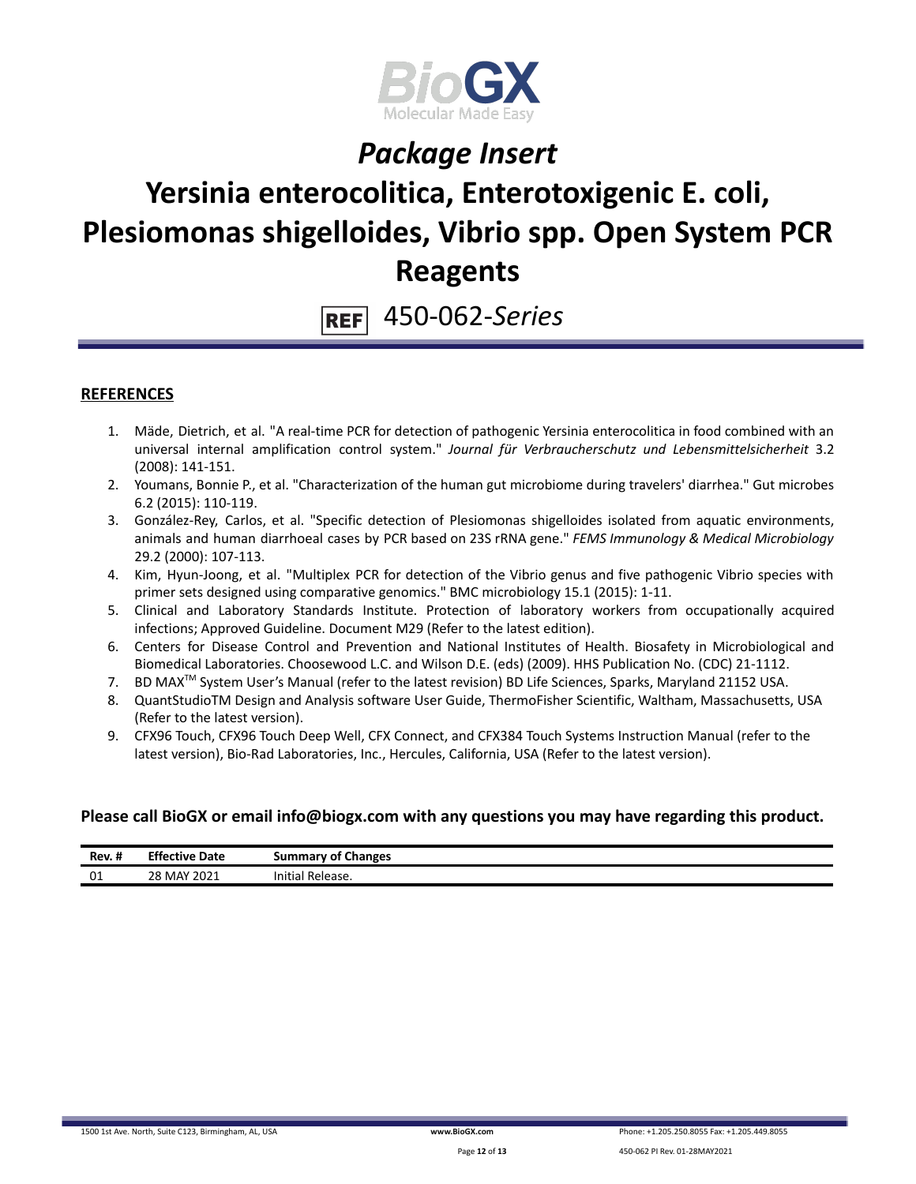# *Package Insert*

# Yersinia enterocolitica, Enterotoxigenic E. coli, Plesiomonas shigelloides, Vibrio spp. Open System PCR Reagents

REF 450-062-*Series*

## REFERENCES

1. Mäde, Dietrich, et al. "A real-time PCR for detection of pathogenic Yersinia enterocolitica in food combined with an universal internal amplification control system." *Journal für Verbraucherschutz und Lebensmittelsicherheit* 3.2 (2008): 141-151.
2. Youmans, Bonnie P., et al. "Characterization of the human gut microbiome during travelers' diarrhea." Gut microbes 6.2 (2015): 110-119.
3. González-Rey, Carlos, et al. "Specific detection of Plesiomonas shigelloides isolated from aquatic environments, animals and human diarrhoeal cases by PCR based on 23S rRNA gene." *FEMS Immunology & Medical Microbiology* 29.2 (2000): 107-113.
4. Kim, Hyun-Joong, et al. "Multiplex PCR for detection of the Vibrio genus and five pathogenic Vibrio species with primer sets designed using comparative genomics." BMC microbiology 15.1 (2015): 1-11.
5. Clinical and Laboratory Standards Institute. Protection of laboratory workers from occupationally acquired infections; Approved Guideline. Document M29 (Refer to the latest edition).
6. Centers for Disease Control and Prevention and National Institutes of Health. Biosafety in Microbiological and Biomedical Laboratories. Choosewood L.C. and Wilson D.E. (eds) (2009). HHS Publication No. (CDC) 21-1112.
7. BD MAX™ System User's Manual (refer to the latest revision) BD Life Sciences, Sparks, Maryland 21152 USA.
8. QuantStudioTM Design and Analysis software User Guide, ThermoFisher Scientific, Waltham, Massachusetts, USA (Refer to the latest version).
9. CFX96 Touch, CFX96 Touch Deep Well, CFX Connect, and CFX384 Touch Systems Instruction Manual (refer to the latest version), Bio-Rad Laboratories, Inc., Hercules, California, USA (Refer to the latest version).

**Please call BioGX or email info@biogx.com with any questions you may have regarding this product.**

| Rev. # | Effective Date | Summary of Changes |
|---|---|---|
| 01 | 28 MAY 2021 | Initial Release. |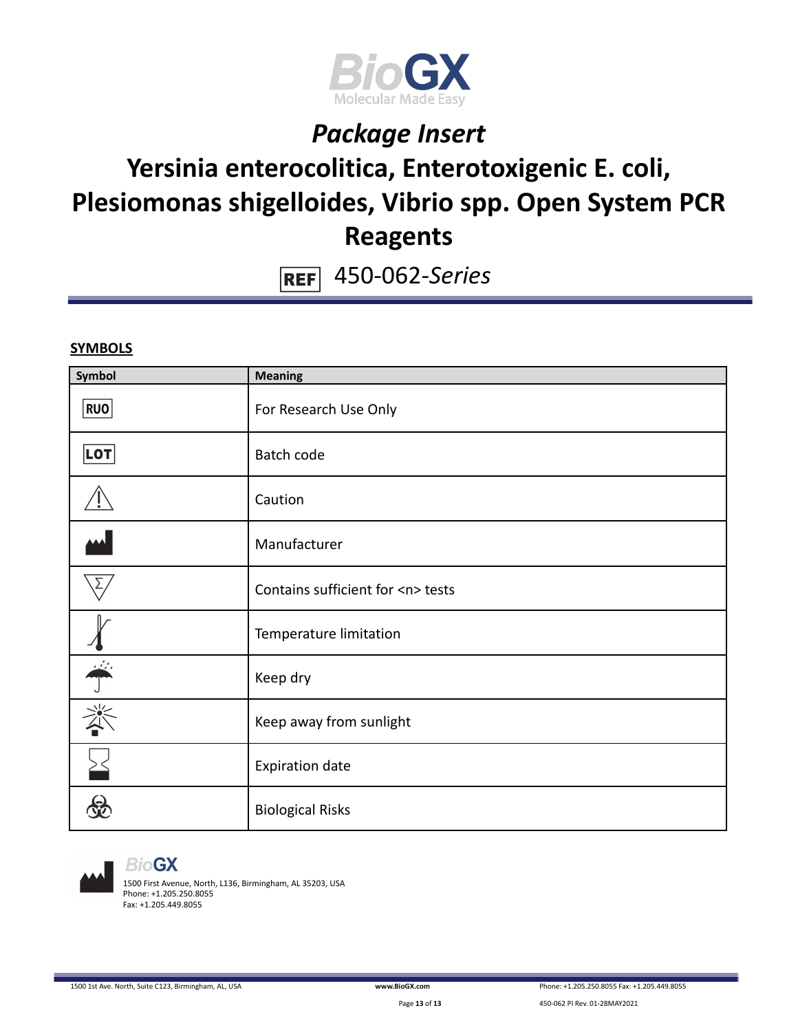# *Package Insert*

# Yersinia enterocolitica, Enterotoxigenic E. coli, Plesiomonas shigelloides, Vibrio spp. Open System PCR Reagents

REF 450-062-*Series*

**SYMBOLS**

| Symbol | Meaning |
|---|---|
| RUO | For Research Use Only |
| LOT | Batch code |
| | Caution |
| | Manufacturer |
| | Contains sufficient for <n> tests |
| | Temperature limitation |
| | Keep dry |
| | Keep away from sunlight |
| | Expiration date |
| | Biological Risks |

BioGX
1500 First Avenue, North, L136, Birmingham, AL 35203, USA
Phone: +1.205.250.8055
Fax: +1.205.449.8055